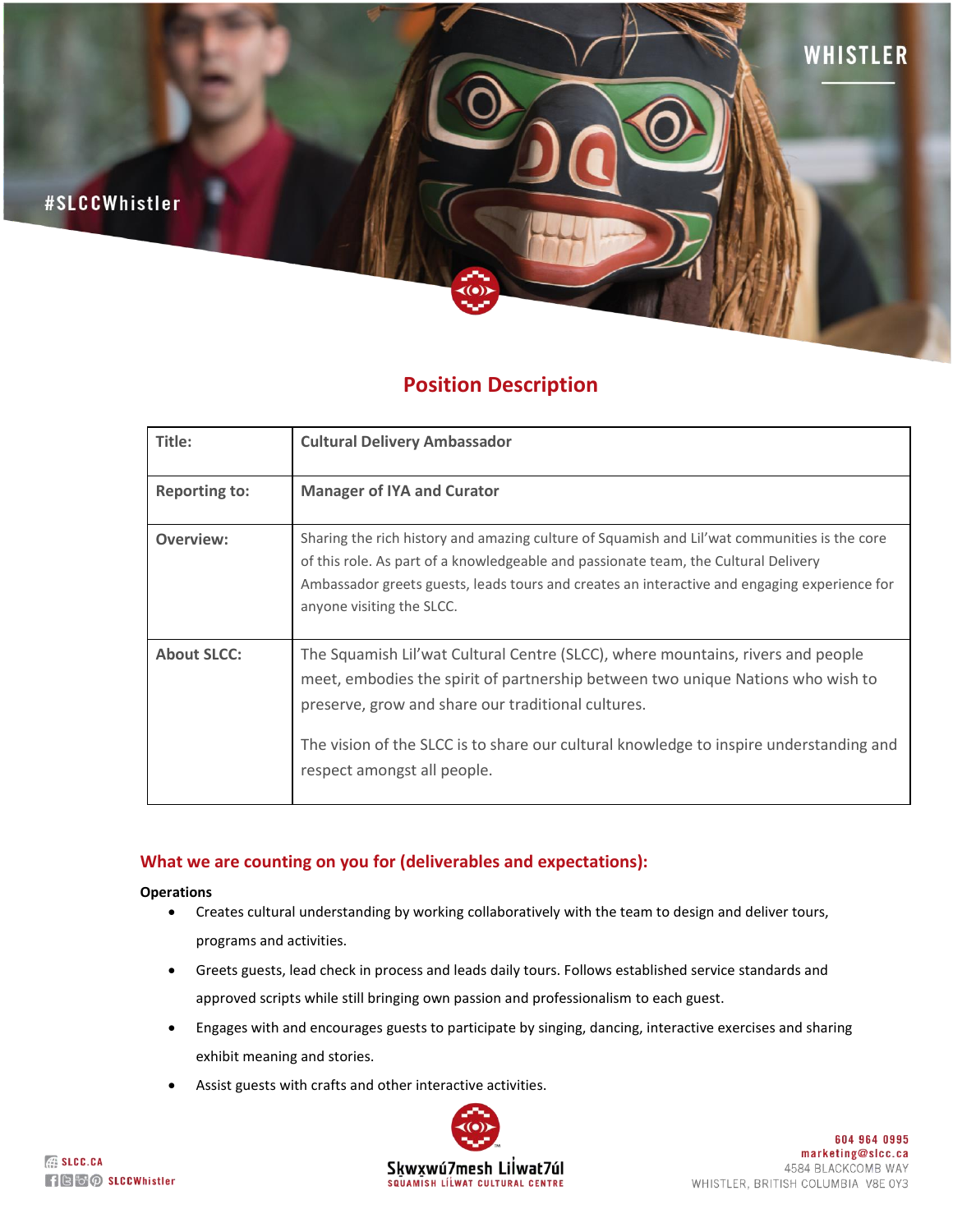## Position Description

| Title: | Cultural Delivery Ambassador |
|---|---|
| Reporting to: | Manager of IYA and Curator |
| Overview: | Sharing the rich history and amazing culture of Squamish and Lil'wat communities is the core of this role. As part of a knowledgeable and passionate team, the Cultural Delivery Ambassador greets guests, leads tours and creates an interactive and engaging experience for anyone visiting the SLCC. |
| About SLCC: | The Squamish Lil'wat Cultural Centre (SLCC), where mountains, rivers and people meet, embodies the spirit of partnership between two unique Nations who wish to preserve, grow and share our traditional cultures.<br><br>The vision of the SLCC is to share our cultural knowledge to inspire understanding and respect amongst all people. |

### What we are counting on you for (deliverables and expectations):

**Operations**

- Creates cultural understanding by working collaboratively with the team to design and deliver tours, programs and activities.
- Greets guests, lead check in process and leads daily tours. Follows established service standards and approved scripts while still bringing own passion and professionalism to each guest.
- Engages with and encourages guests to participate by singing, dancing, interactive exercises and sharing exhibit meaning and stories.
- Assist guests with crafts and other interactive activities.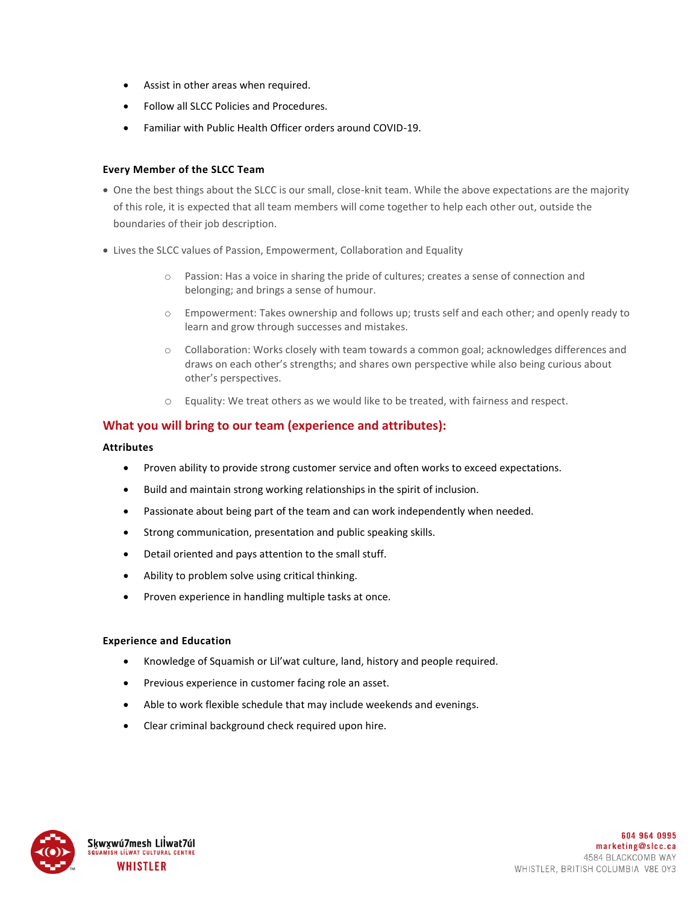- Assist in other areas when required.
- Follow all SLCC Policies and Procedures.
- Familiar with Public Health Officer orders around COVID-19.

**Every Member of the SLCC Team**

- One the best things about the SLCC is our small, close-knit team. While the above expectations are the majority of this role, it is expected that all team members will come together to help each other out, outside the boundaries of their job description.
- Lives the SLCC values of Passion, Empowerment, Collaboration and Equality
  - Passion: Has a voice in sharing the pride of cultures; creates a sense of connection and belonging; and brings a sense of humour.
  - Empowerment: Takes ownership and follows up; trusts self and each other; and openly ready to learn and grow through successes and mistakes.
  - Collaboration: Works closely with team towards a common goal; acknowledges differences and draws on each other's strengths; and shares own perspective while also being curious about other's perspectives.
  - Equality: We treat others as we would like to be treated, with fairness and respect.

## What you will bring to our team (experience and attributes):

**Attributes**

- Proven ability to provide strong customer service and often works to exceed expectations.
- Build and maintain strong working relationships in the spirit of inclusion.
- Passionate about being part of the team and can work independently when needed.
- Strong communication, presentation and public speaking skills.
- Detail oriented and pays attention to the small stuff.
- Ability to problem solve using critical thinking.
- Proven experience in handling multiple tasks at once.

**Experience and Education**

- Knowledge of Squamish or Lil'wat culture, land, history and people required.
- Previous experience in customer facing role an asset.
- Able to work flexible schedule that may include weekends and evenings.
- Clear criminal background check required upon hire.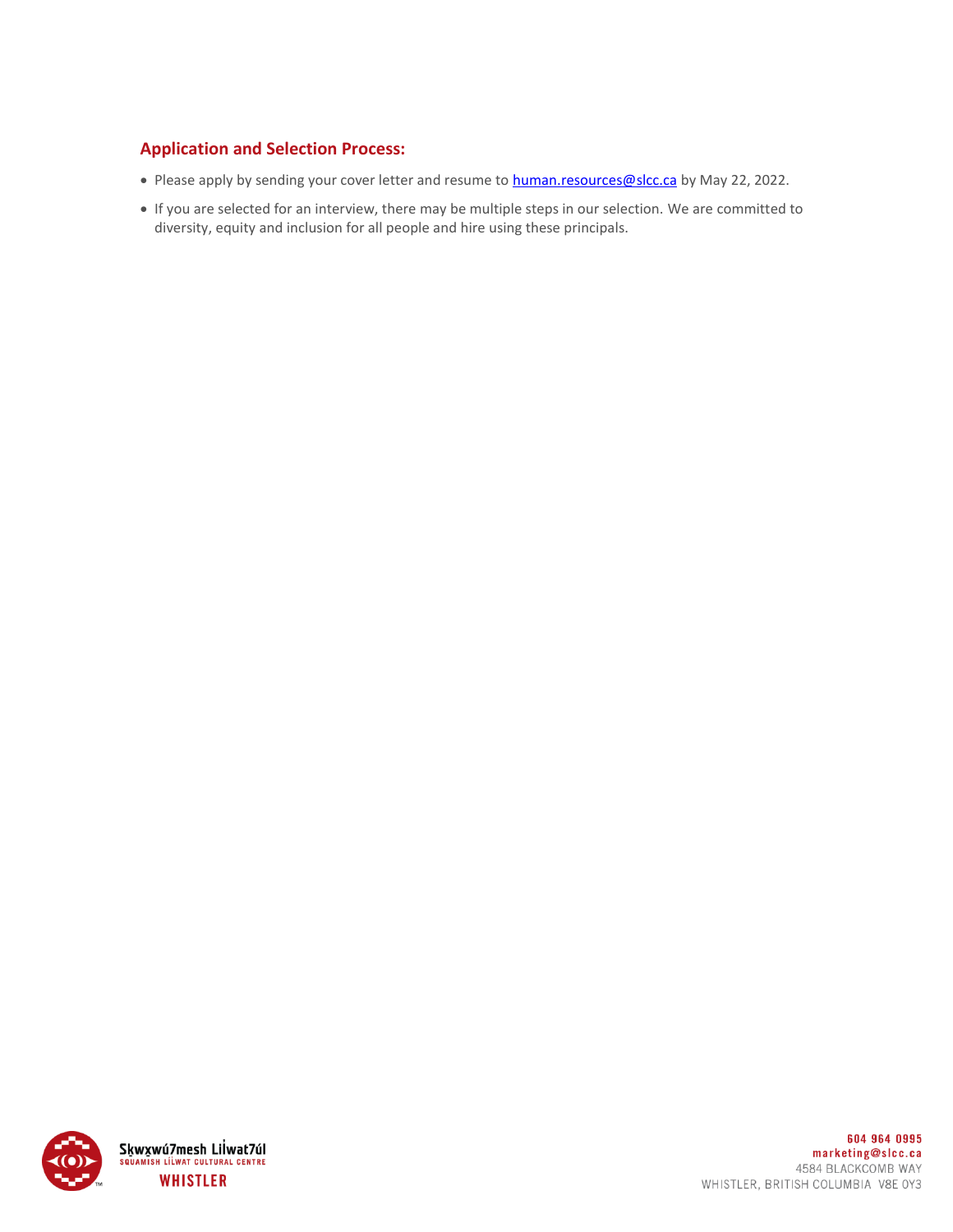## Application and Selection Process:

- Please apply by sending your cover letter and resume to human.resources@slcc.ca by May 22, 2022.
- If you are selected for an interview, there may be multiple steps in our selection. We are committed to diversity, equity and inclusion for all people and hire using these principals.